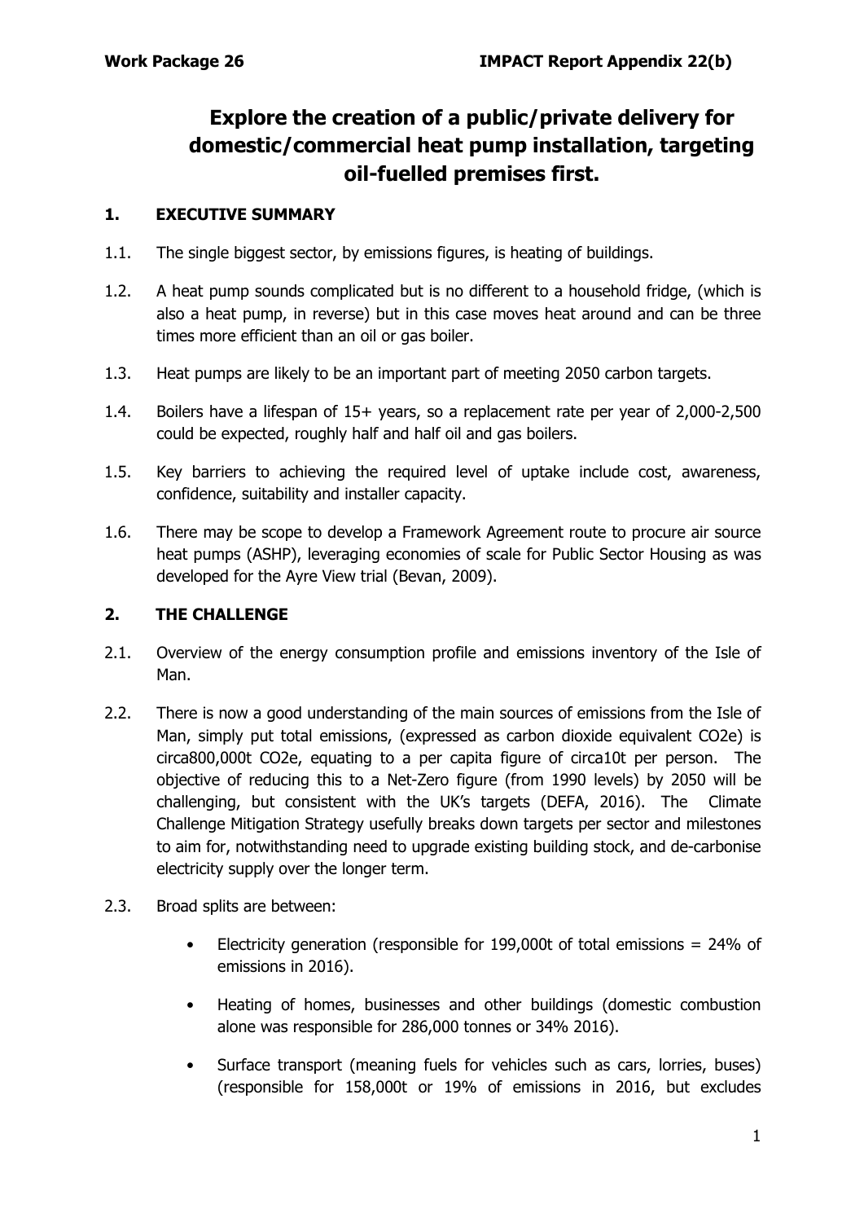**Work Package 26** **IMPACT Report Appendix 22(b)**

# Explore the creation of a public/private delivery for domestic/commercial heat pump installation, targeting oil-fuelled premises first.

## 1. EXECUTIVE SUMMARY

1.1. The single biggest sector, by emissions figures, is heating of buildings.

1.2. A heat pump sounds complicated but is no different to a household fridge, (which is also a heat pump, in reverse) but in this case moves heat around and can be three times more efficient than an oil or gas boiler.

1.3. Heat pumps are likely to be an important part of meeting 2050 carbon targets.

1.4. Boilers have a lifespan of 15+ years, so a replacement rate per year of 2,000-2,500 could be expected, roughly half and half oil and gas boilers.

1.5. Key barriers to achieving the required level of uptake include cost, awareness, confidence, suitability and installer capacity.

1.6. There may be scope to develop a Framework Agreement route to procure air source heat pumps (ASHP), leveraging economies of scale for Public Sector Housing as was developed for the Ayre View trial (Bevan, 2009).

## 2. THE CHALLENGE

2.1. Overview of the energy consumption profile and emissions inventory of the Isle of Man.

2.2. There is now a good understanding of the main sources of emissions from the Isle of Man, simply put total emissions, (expressed as carbon dioxide equivalent $CO_2e$) is circa800,000t $CO_2e$, equating to a per capita figure of circa10t per person. The objective of reducing this to a Net-Zero figure (from 1990 levels) by 2050 will be challenging, but consistent with the UK's targets (DEFA, 2016). The Climate Challenge Mitigation Strategy usefully breaks down targets per sector and milestones to aim for, notwithstanding need to upgrade existing building stock, and de-carbonise electricity supply over the longer term.

2.3. Broad splits are between:

- Electricity generation (responsible for 199,000t of total emissions = 24% of emissions in 2016).
- Heating of homes, businesses and other buildings (domestic combustion alone was responsible for 286,000 tonnes or 34% 2016).
- Surface transport (meaning fuels for vehicles such as cars, lorries, buses) (responsible for 158,000t or 19% of emissions in 2016, but excludes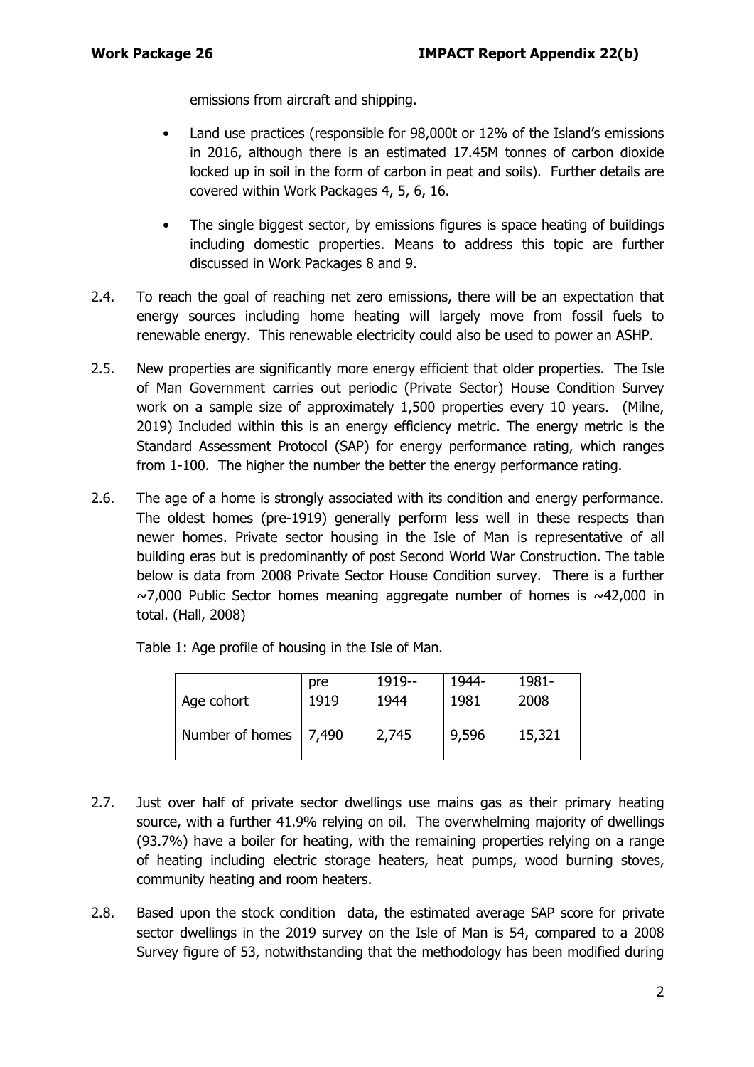emissions from aircraft and shipping.

- Land use practices (responsible for 98,000t or 12% of the Island's emissions in 2016, although there is an estimated 17.45M tonnes of carbon dioxide locked up in soil in the form of carbon in peat and soils). Further details are covered within Work Packages 4, 5, 6, 16.

- The single biggest sector, by emissions figures is space heating of buildings including domestic properties. Means to address this topic are further discussed in Work Packages 8 and 9.

2.4. To reach the goal of reaching net zero emissions, there will be an expectation that energy sources including home heating will largely move from fossil fuels to renewable energy. This renewable electricity could also be used to power an ASHP.

2.5. New properties are significantly more energy efficient that older properties. The Isle of Man Government carries out periodic (Private Sector) House Condition Survey work on a sample size of approximately 1,500 properties every 10 years. (Milne, 2019) Included within this is an energy efficiency metric. The energy metric is the Standard Assessment Protocol (SAP) for energy performance rating, which ranges from 1-100. The higher the number the better the energy performance rating.

2.6. The age of a home is strongly associated with its condition and energy performance. The oldest homes (pre-1919) generally perform less well in these respects than newer homes. Private sector housing in the Isle of Man is representative of all building eras but is predominantly of post Second World War Construction. The table below is data from 2008 Private Sector House Condition survey. There is a further ~7,000 Public Sector homes meaning aggregate number of homes is ~42,000 in total. (Hall, 2008)

Table 1: Age profile of housing in the Isle of Man.

| Age cohort | pre 1919 | 1919--1944 | 1944-1981 | 1981-2008 |
|---|---|---|---|---|
| Number of homes | 7,490 | 2,745 | 9,596 | 15,321 |

2.7. Just over half of private sector dwellings use mains gas as their primary heating source, with a further 41.9% relying on oil. The overwhelming majority of dwellings (93.7%) have a boiler for heating, with the remaining properties relying on a range of heating including electric storage heaters, heat pumps, wood burning stoves, community heating and room heaters.

2.8. Based upon the stock condition data, the estimated average SAP score for private sector dwellings in the 2019 survey on the Isle of Man is 54, compared to a 2008 Survey figure of 53, notwithstanding that the methodology has been modified during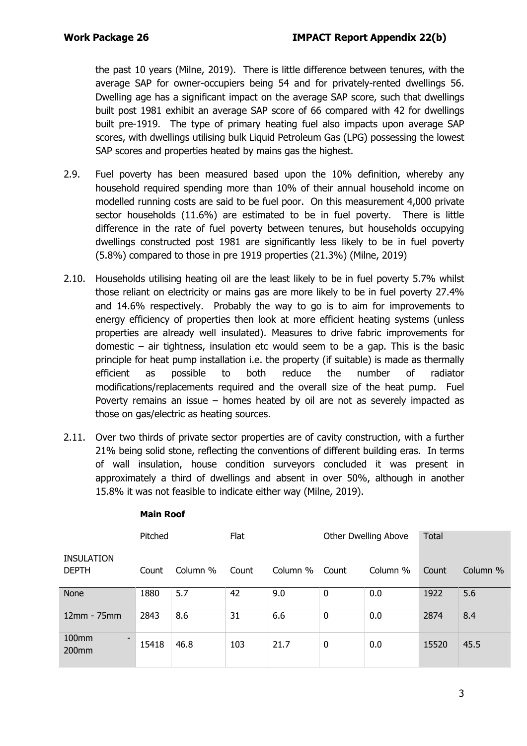the past 10 years (Milne, 2019). There is little difference between tenures, with the average SAP for owner-occupiers being 54 and for privately-rented dwellings 56. Dwelling age has a significant impact on the average SAP score, such that dwellings built post 1981 exhibit an average SAP score of 66 compared with 42 for dwellings built pre-1919. The type of primary heating fuel also impacts upon average SAP scores, with dwellings utilising bulk Liquid Petroleum Gas (LPG) possessing the lowest SAP scores and properties heated by mains gas the highest.

2.9. Fuel poverty has been measured based upon the 10% definition, whereby any household required spending more than 10% of their annual household income on modelled running costs are said to be fuel poor. On this measurement 4,000 private sector households (11.6%) are estimated to be in fuel poverty. There is little difference in the rate of fuel poverty between tenures, but households occupying dwellings constructed post 1981 are significantly less likely to be in fuel poverty (5.8%) compared to those in pre 1919 properties (21.3%) (Milne, 2019)

2.10. Households utilising heating oil are the least likely to be in fuel poverty 5.7% whilst those reliant on electricity or mains gas are more likely to be in fuel poverty 27.4% and 14.6% respectively. Probably the way to go is to aim for improvements to energy efficiency of properties then look at more efficient heating systems (unless properties are already well insulated). Measures to drive fabric improvements for domestic – air tightness, insulation etc would seem to be a gap. This is the basic principle for heat pump installation i.e. the property (if suitable) is made as thermally efficient as possible to both reduce the number of radiator modifications/replacements required and the overall size of the heat pump. Fuel Poverty remains an issue – homes heated by oil are not as severely impacted as those on gas/electric as heating sources.

2.11. Over two thirds of private sector properties are of cavity construction, with a further 21% being solid stone, reflecting the conventions of different building eras. In terms of wall insulation, house condition surveyors concluded it was present in approximately a third of dwellings and absent in over 50%, although in another 15.8% it was not feasible to indicate either way (Milne, 2019).

**Main Roof**

| | Pitched | | Flat | | Other Dwelling Above | | Total | |
|---|---|---|---|---|---|---|---|---|
| INSULATION DEPTH | Count | Column % | Count | Column % | Count | Column % | Count | Column % |
| None | 1880 | 5.7 | 42 | 9.0 | 0 | 0.0 | 1922 | 5.6 |
| 12mm - 75mm | 2843 | 8.6 | 31 | 6.6 | 0 | 0.0 | 2874 | 8.4 |
| 100mm - 200mm | 15418 | 46.8 | 103 | 21.7 | 0 | 0.0 | 15520 | 45.5 |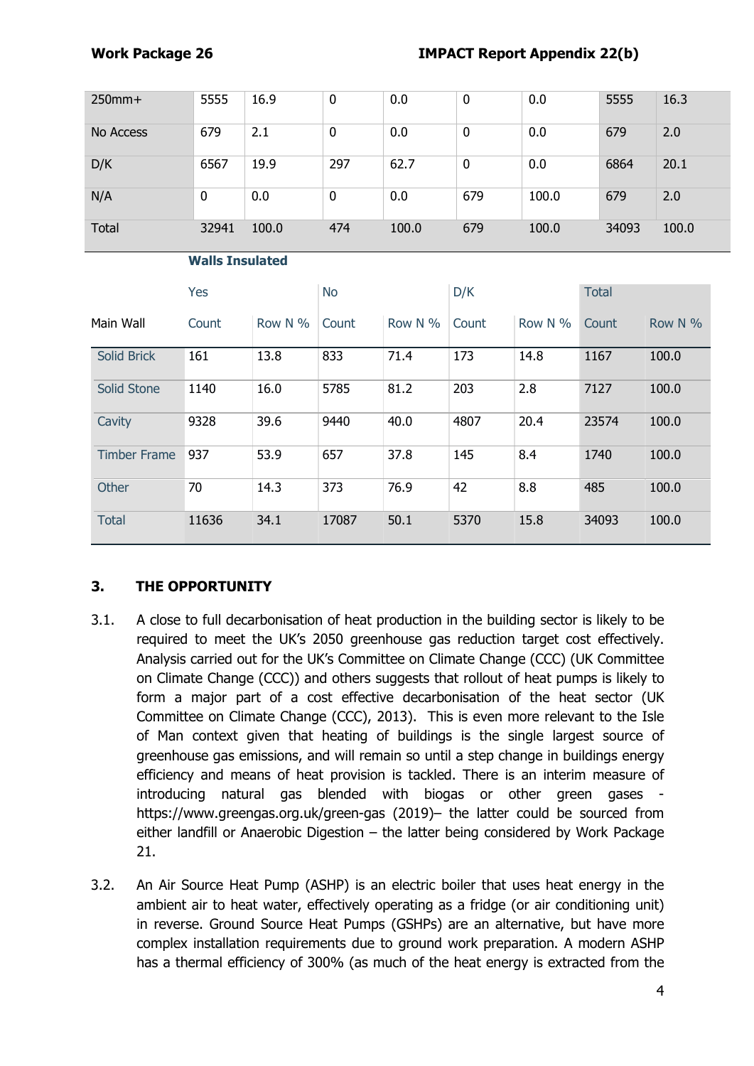| | | | | | | | | |
|---|---|---|---|---|---|---|---|---|
| 250mm+ | 5555 | 16.9 | 0 | 0.0 | 0 | 0.0 | 5555 | 16.3 |
| No Access | 679 | 2.1 | 0 | 0.0 | 0 | 0.0 | 679 | 2.0 |
| D/K | 6567 | 19.9 | 297 | 62.7 | 0 | 0.0 | 6864 | 20.1 |
| N/A | 0 | 0.0 | 0 | 0.0 | 679 | 100.0 | 679 | 2.0 |
| Total | 32941 | 100.0 | 474 | 100.0 | 679 | 100.0 | 34093 | 100.0 |

| | Walls Insulated | | | | | | | |
|---|---|---|---|---|---|---|---|---|
| | Yes | | No | | D/K | | Total | |
| Main Wall | Count | Row N % | Count | Row N % | Count | Row N % | Count | Row N % |
| Solid Brick | 161 | 13.8 | 833 | 71.4 | 173 | 14.8 | 1167 | 100.0 |
| Solid Stone | 1140 | 16.0 | 5785 | 81.2 | 203 | 2.8 | 7127 | 100.0 |
| Cavity | 9328 | 39.6 | 9440 | 40.0 | 4807 | 20.4 | 23574 | 100.0 |
| Timber Frame | 937 | 53.9 | 657 | 37.8 | 145 | 8.4 | 1740 | 100.0 |
| Other | 70 | 14.3 | 373 | 76.9 | 42 | 8.8 | 485 | 100.0 |
| Total | 11636 | 34.1 | 17087 | 50.1 | 5370 | 15.8 | 34093 | 100.0 |

## 3. THE OPPORTUNITY

3.1. A close to full decarbonisation of heat production in the building sector is likely to be required to meet the UK's 2050 greenhouse gas reduction target cost effectively. Analysis carried out for the UK's Committee on Climate Change (CCC) (UK Committee on Climate Change (CCC)) and others suggests that rollout of heat pumps is likely to form a major part of a cost effective decarbonisation of the heat sector (UK Committee on Climate Change (CCC), 2013). This is even more relevant to the Isle of Man context given that heating of buildings is the single largest source of greenhouse gas emissions, and will remain so until a step change in buildings energy efficiency and means of heat provision is tackled. There is an interim measure of introducing natural gas blended with biogas or other green gases - https://www.greengas.org.uk/green-gas (2019)– the latter could be sourced from either landfill or Anaerobic Digestion – the latter being considered by Work Package 21.

3.2. An Air Source Heat Pump (ASHP) is an electric boiler that uses heat energy in the ambient air to heat water, effectively operating as a fridge (or air conditioning unit) in reverse. Ground Source Heat Pumps (GSHPs) are an alternative, but have more complex installation requirements due to ground work preparation. A modern ASHP has a thermal efficiency of 300% (as much of the heat energy is extracted from the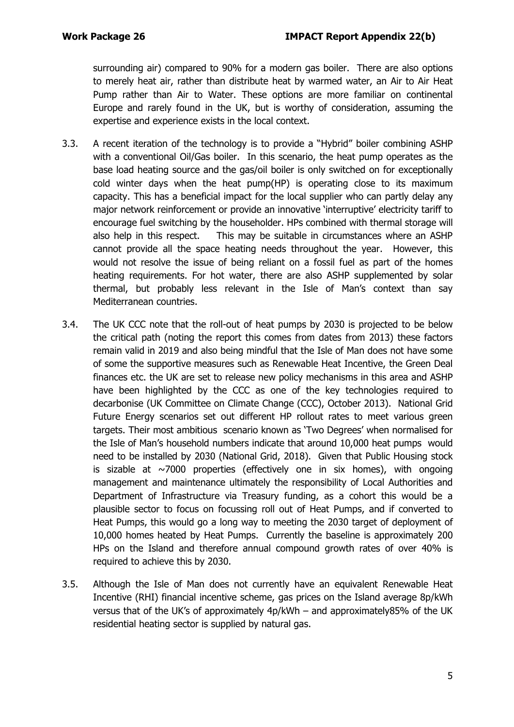surrounding air) compared to 90% for a modern gas boiler. There are also options to merely heat air, rather than distribute heat by warmed water, an Air to Air Heat Pump rather than Air to Water. These options are more familiar on continental Europe and rarely found in the UK, but is worthy of consideration, assuming the expertise and experience exists in the local context.

3.3. A recent iteration of the technology is to provide a "Hybrid" boiler combining ASHP with a conventional Oil/Gas boiler. In this scenario, the heat pump operates as the base load heating source and the gas/oil boiler is only switched on for exceptionally cold winter days when the heat pump(HP) is operating close to its maximum capacity. This has a beneficial impact for the local supplier who can partly delay any major network reinforcement or provide an innovative 'interruptive' electricity tariff to encourage fuel switching by the householder. HPs combined with thermal storage will also help in this respect. This may be suitable in circumstances where an ASHP cannot provide all the space heating needs throughout the year. However, this would not resolve the issue of being reliant on a fossil fuel as part of the homes heating requirements. For hot water, there are also ASHP supplemented by solar thermal, but probably less relevant in the Isle of Man's context than say Mediterranean countries.

3.4. The UK CCC note that the roll-out of heat pumps by 2030 is projected to be below the critical path (noting the report this comes from dates from 2013) these factors remain valid in 2019 and also being mindful that the Isle of Man does not have some of some the supportive measures such as Renewable Heat Incentive, the Green Deal finances etc. the UK are set to release new policy mechanisms in this area and ASHP have been highlighted by the CCC as one of the key technologies required to decarbonise (UK Committee on Climate Change (CCC), October 2013). National Grid Future Energy scenarios set out different HP rollout rates to meet various green targets. Their most ambitious scenario known as 'Two Degrees' when normalised for the Isle of Man's household numbers indicate that around 10,000 heat pumps would need to be installed by 2030 (National Grid, 2018). Given that Public Housing stock is sizable at ~7000 properties (effectively one in six homes), with ongoing management and maintenance ultimately the responsibility of Local Authorities and Department of Infrastructure via Treasury funding, as a cohort this would be a plausible sector to focus on focussing roll out of Heat Pumps, and if converted to Heat Pumps, this would go a long way to meeting the 2030 target of deployment of 10,000 homes heated by Heat Pumps. Currently the baseline is approximately 200 HPs on the Island and therefore annual compound growth rates of over 40% is required to achieve this by 2030.

3.5. Although the Isle of Man does not currently have an equivalent Renewable Heat Incentive (RHI) financial incentive scheme, gas prices on the Island average 8p/kWh versus that of the UK's of approximately 4p/kWh – and approximately85% of the UK residential heating sector is supplied by natural gas.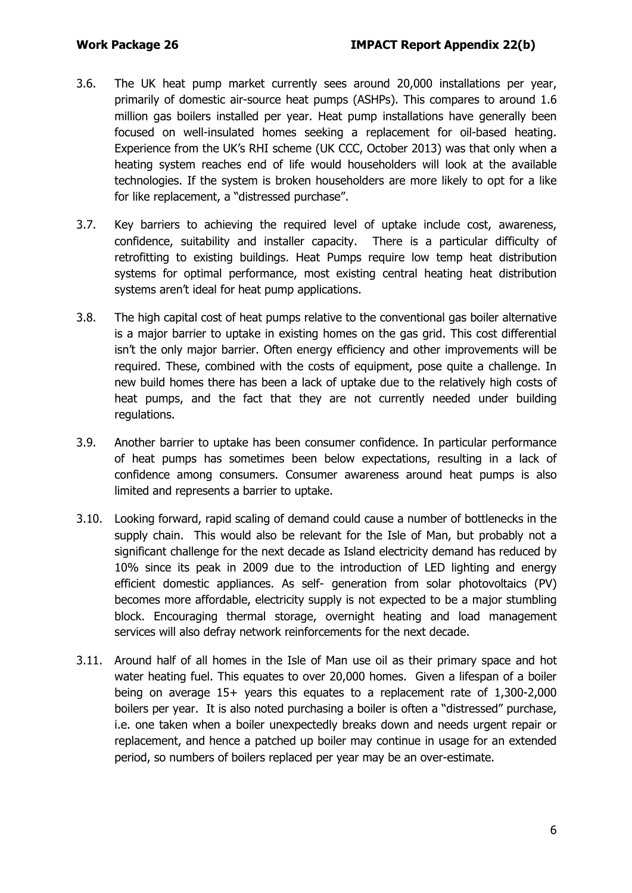3.6. The UK heat pump market currently sees around 20,000 installations per year, primarily of domestic air-source heat pumps (ASHPs). This compares to around 1.6 million gas boilers installed per year. Heat pump installations have generally been focused on well-insulated homes seeking a replacement for oil-based heating. Experience from the UK's RHI scheme (UK CCC, October 2013) was that only when a heating system reaches end of life would householders will look at the available technologies. If the system is broken householders are more likely to opt for a like for like replacement, a "distressed purchase".

3.7. Key barriers to achieving the required level of uptake include cost, awareness, confidence, suitability and installer capacity. There is a particular difficulty of retrofitting to existing buildings. Heat Pumps require low temp heat distribution systems for optimal performance, most existing central heating heat distribution systems aren't ideal for heat pump applications.

3.8. The high capital cost of heat pumps relative to the conventional gas boiler alternative is a major barrier to uptake in existing homes on the gas grid. This cost differential isn't the only major barrier. Often energy efficiency and other improvements will be required. These, combined with the costs of equipment, pose quite a challenge. In new build homes there has been a lack of uptake due to the relatively high costs of heat pumps, and the fact that they are not currently needed under building regulations.

3.9. Another barrier to uptake has been consumer confidence. In particular performance of heat pumps has sometimes been below expectations, resulting in a lack of confidence among consumers. Consumer awareness around heat pumps is also limited and represents a barrier to uptake.

3.10. Looking forward, rapid scaling of demand could cause a number of bottlenecks in the supply chain. This would also be relevant for the Isle of Man, but probably not a significant challenge for the next decade as Island electricity demand has reduced by 10% since its peak in 2009 due to the introduction of LED lighting and energy efficient domestic appliances. As self- generation from solar photovoltaics (PV) becomes more affordable, electricity supply is not expected to be a major stumbling block. Encouraging thermal storage, overnight heating and load management services will also defray network reinforcements for the next decade.

3.11. Around half of all homes in the Isle of Man use oil as their primary space and hot water heating fuel. This equates to over 20,000 homes. Given a lifespan of a boiler being on average 15+ years this equates to a replacement rate of 1,300-2,000 boilers per year. It is also noted purchasing a boiler is often a "distressed" purchase, i.e. one taken when a boiler unexpectedly breaks down and needs urgent repair or replacement, and hence a patched up boiler may continue in usage for an extended period, so numbers of boilers replaced per year may be an over-estimate.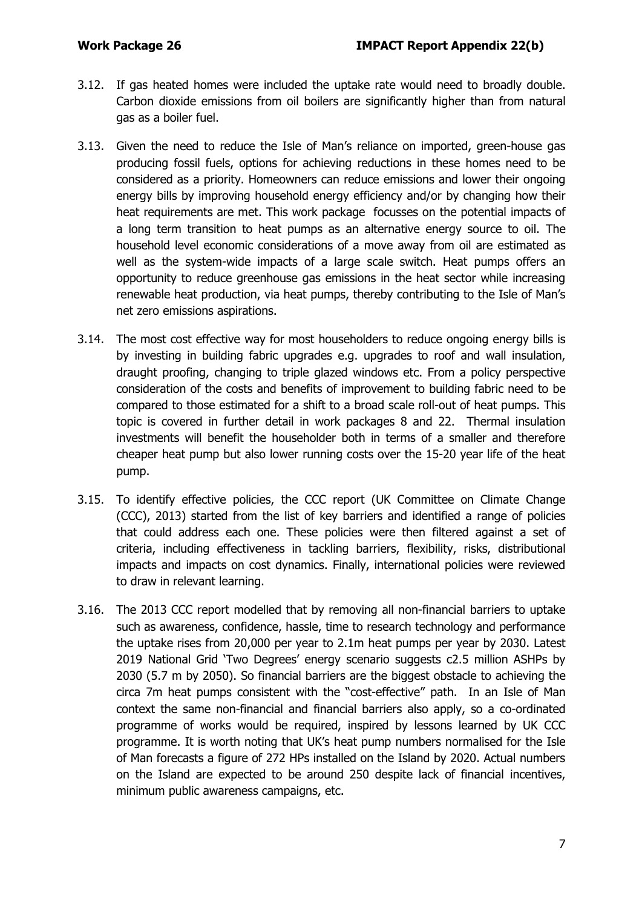3.12. If gas heated homes were included the uptake rate would need to broadly double. Carbon dioxide emissions from oil boilers are significantly higher than from natural gas as a boiler fuel.

3.13. Given the need to reduce the Isle of Man's reliance on imported, green-house gas producing fossil fuels, options for achieving reductions in these homes need to be considered as a priority. Homeowners can reduce emissions and lower their ongoing energy bills by improving household energy efficiency and/or by changing how their heat requirements are met. This work package focusses on the potential impacts of a long term transition to heat pumps as an alternative energy source to oil. The household level economic considerations of a move away from oil are estimated as well as the system-wide impacts of a large scale switch. Heat pumps offers an opportunity to reduce greenhouse gas emissions in the heat sector while increasing renewable heat production, via heat pumps, thereby contributing to the Isle of Man's net zero emissions aspirations.

3.14. The most cost effective way for most householders to reduce ongoing energy bills is by investing in building fabric upgrades e.g. upgrades to roof and wall insulation, draught proofing, changing to triple glazed windows etc. From a policy perspective consideration of the costs and benefits of improvement to building fabric need to be compared to those estimated for a shift to a broad scale roll-out of heat pumps. This topic is covered in further detail in work packages 8 and 22. Thermal insulation investments will benefit the householder both in terms of a smaller and therefore cheaper heat pump but also lower running costs over the 15-20 year life of the heat pump.

3.15. To identify effective policies, the CCC report (UK Committee on Climate Change (CCC), 2013) started from the list of key barriers and identified a range of policies that could address each one. These policies were then filtered against a set of criteria, including effectiveness in tackling barriers, flexibility, risks, distributional impacts and impacts on cost dynamics. Finally, international policies were reviewed to draw in relevant learning.

3.16. The 2013 CCC report modelled that by removing all non-financial barriers to uptake such as awareness, confidence, hassle, time to research technology and performance the uptake rises from 20,000 per year to 2.1m heat pumps per year by 2030. Latest 2019 National Grid 'Two Degrees' energy scenario suggests c2.5 million ASHPs by 2030 (5.7 m by 2050). So financial barriers are the biggest obstacle to achieving the circa 7m heat pumps consistent with the "cost-effective" path. In an Isle of Man context the same non-financial and financial barriers also apply, so a co-ordinated programme of works would be required, inspired by lessons learned by UK CCC programme. It is worth noting that UK's heat pump numbers normalised for the Isle of Man forecasts a figure of 272 HPs installed on the Island by 2020. Actual numbers on the Island are expected to be around 250 despite lack of financial incentives, minimum public awareness campaigns, etc.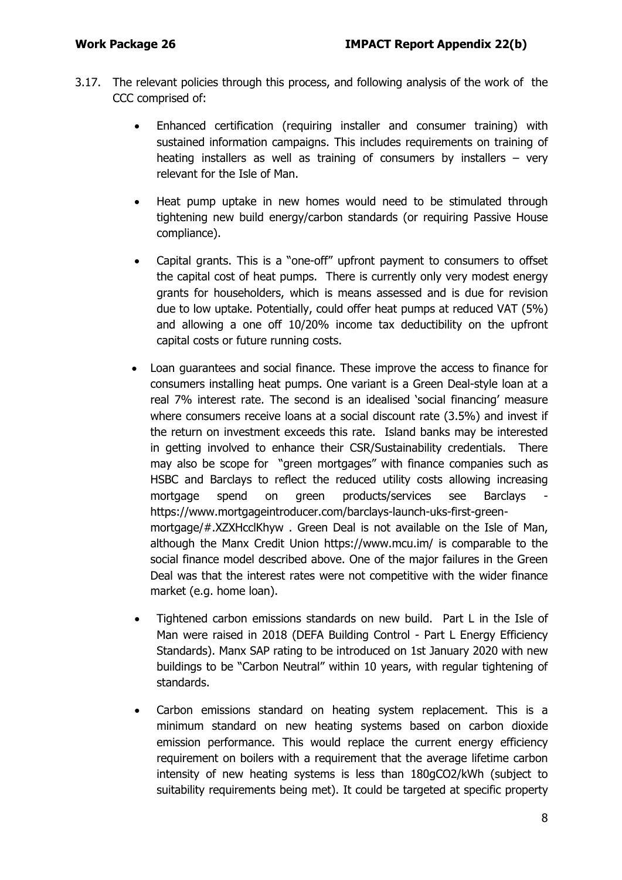3.17. The relevant policies through this process, and following analysis of the work of the CCC comprised of:

- Enhanced certification (requiring installer and consumer training) with sustained information campaigns. This includes requirements on training of heating installers as well as training of consumers by installers – very relevant for the Isle of Man.
- Heat pump uptake in new homes would need to be stimulated through tightening new build energy/carbon standards (or requiring Passive House compliance).
- Capital grants. This is a "one-off" upfront payment to consumers to offset the capital cost of heat pumps. There is currently only very modest energy grants for householders, which is means assessed and is due for revision due to low uptake. Potentially, could offer heat pumps at reduced VAT (5%) and allowing a one off 10/20% income tax deductibility on the upfront capital costs or future running costs.
- Loan guarantees and social finance. These improve the access to finance for consumers installing heat pumps. One variant is a Green Deal-style loan at a real 7% interest rate. The second is an idealised 'social financing' measure where consumers receive loans at a social discount rate (3.5%) and invest if the return on investment exceeds this rate. Island banks may be interested in getting involved to enhance their CSR/Sustainability credentials. There may also be scope for "green mortgages" with finance companies such as HSBC and Barclays to reflect the reduced utility costs allowing increasing mortgage spend on green products/services see Barclays - https://www.mortgageintroducer.com/barclays-launch-uks-first-green-mortgage/#.XZXHcclKhyw . Green Deal is not available on the Isle of Man, although the Manx Credit Union https://www.mcu.im/ is comparable to the social finance model described above. One of the major failures in the Green Deal was that the interest rates were not competitive with the wider finance market (e.g. home loan).
- Tightened carbon emissions standards on new build. Part L in the Isle of Man were raised in 2018 (DEFA Building Control - Part L Energy Efficiency Standards). Manx SAP rating to be introduced on 1st January 2020 with new buildings to be "Carbon Neutral" within 10 years, with regular tightening of standards.
- Carbon emissions standard on heating system replacement. This is a minimum standard on new heating systems based on carbon dioxide emission performance. This would replace the current energy efficiency requirement on boilers with a requirement that the average lifetime carbon intensity of new heating systems is less than 180g$CO_2$/kWh (subject to suitability requirements being met). It could be targeted at specific property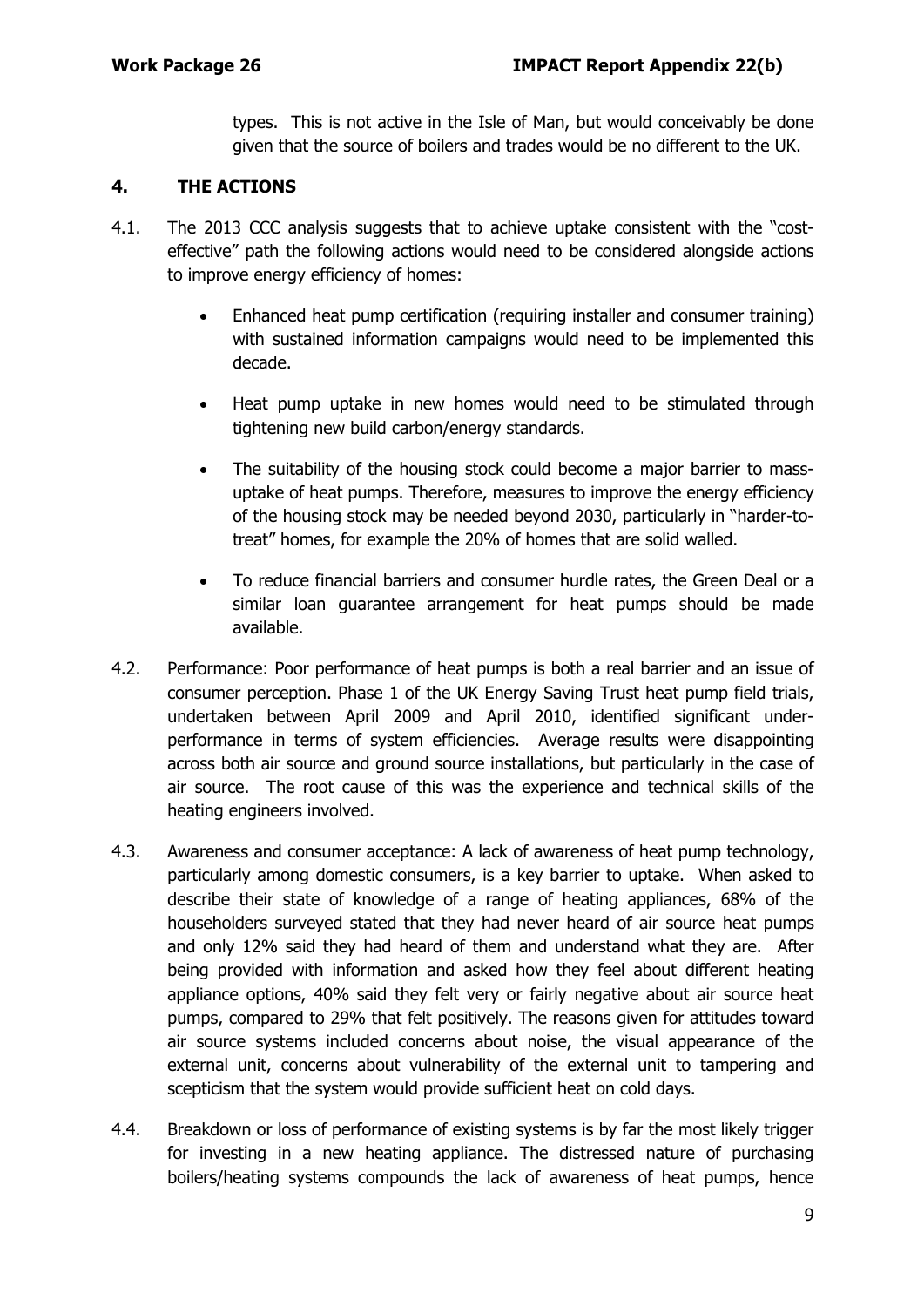types. This is not active in the Isle of Man, but would conceivably be done given that the source of boilers and trades would be no different to the UK.

## 4. THE ACTIONS

4.1. The 2013 CCC analysis suggests that to achieve uptake consistent with the "cost-effective" path the following actions would need to be considered alongside actions to improve energy efficiency of homes:

- Enhanced heat pump certification (requiring installer and consumer training) with sustained information campaigns would need to be implemented this decade.
- Heat pump uptake in new homes would need to be stimulated through tightening new build carbon/energy standards.
- The suitability of the housing stock could become a major barrier to mass-uptake of heat pumps. Therefore, measures to improve the energy efficiency of the housing stock may be needed beyond 2030, particularly in "harder-to-treat" homes, for example the 20% of homes that are solid walled.
- To reduce financial barriers and consumer hurdle rates, the Green Deal or a similar loan guarantee arrangement for heat pumps should be made available.

4.2. Performance: Poor performance of heat pumps is both a real barrier and an issue of consumer perception. Phase 1 of the UK Energy Saving Trust heat pump field trials, undertaken between April 2009 and April 2010, identified significant under-performance in terms of system efficiencies. Average results were disappointing across both air source and ground source installations, but particularly in the case of air source. The root cause of this was the experience and technical skills of the heating engineers involved.

4.3. Awareness and consumer acceptance: A lack of awareness of heat pump technology, particularly among domestic consumers, is a key barrier to uptake. When asked to describe their state of knowledge of a range of heating appliances, 68% of the householders surveyed stated that they had never heard of air source heat pumps and only 12% said they had heard of them and understand what they are. After being provided with information and asked how they feel about different heating appliance options, 40% said they felt very or fairly negative about air source heat pumps, compared to 29% that felt positively. The reasons given for attitudes toward air source systems included concerns about noise, the visual appearance of the external unit, concerns about vulnerability of the external unit to tampering and scepticism that the system would provide sufficient heat on cold days.

4.4. Breakdown or loss of performance of existing systems is by far the most likely trigger for investing in a new heating appliance. The distressed nature of purchasing boilers/heating systems compounds the lack of awareness of heat pumps, hence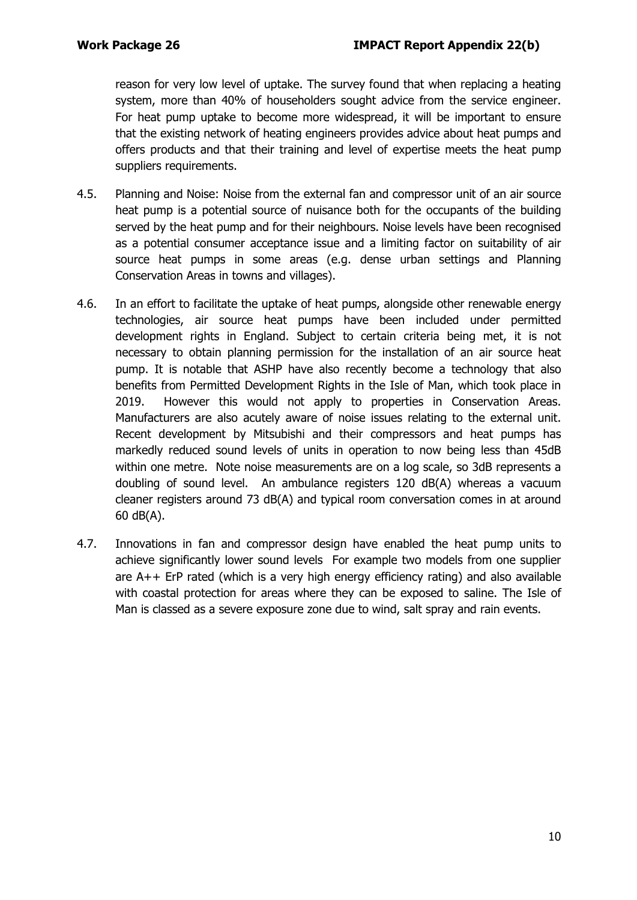reason for very low level of uptake. The survey found that when replacing a heating system, more than 40% of householders sought advice from the service engineer. For heat pump uptake to become more widespread, it will be important to ensure that the existing network of heating engineers provides advice about heat pumps and offers products and that their training and level of expertise meets the heat pump suppliers requirements.

4.5. Planning and Noise: Noise from the external fan and compressor unit of an air source heat pump is a potential source of nuisance both for the occupants of the building served by the heat pump and for their neighbours. Noise levels have been recognised as a potential consumer acceptance issue and a limiting factor on suitability of air source heat pumps in some areas (e.g. dense urban settings and Planning Conservation Areas in towns and villages).

4.6. In an effort to facilitate the uptake of heat pumps, alongside other renewable energy technologies, air source heat pumps have been included under permitted development rights in England. Subject to certain criteria being met, it is not necessary to obtain planning permission for the installation of an air source heat pump. It is notable that ASHP have also recently become a technology that also benefits from Permitted Development Rights in the Isle of Man, which took place in 2019. However this would not apply to properties in Conservation Areas. Manufacturers are also acutely aware of noise issues relating to the external unit. Recent development by Mitsubishi and their compressors and heat pumps has markedly reduced sound levels of units in operation to now being less than 45dB within one metre. Note noise measurements are on a log scale, so 3dB represents a doubling of sound level. An ambulance registers 120 dB(A) whereas a vacuum cleaner registers around 73 dB(A) and typical room conversation comes in at around 60 dB(A).

4.7. Innovations in fan and compressor design have enabled the heat pump units to achieve significantly lower sound levels For example two models from one supplier are A++ ErP rated (which is a very high energy efficiency rating) and also available with coastal protection for areas where they can be exposed to saline. The Isle of Man is classed as a severe exposure zone due to wind, salt spray and rain events.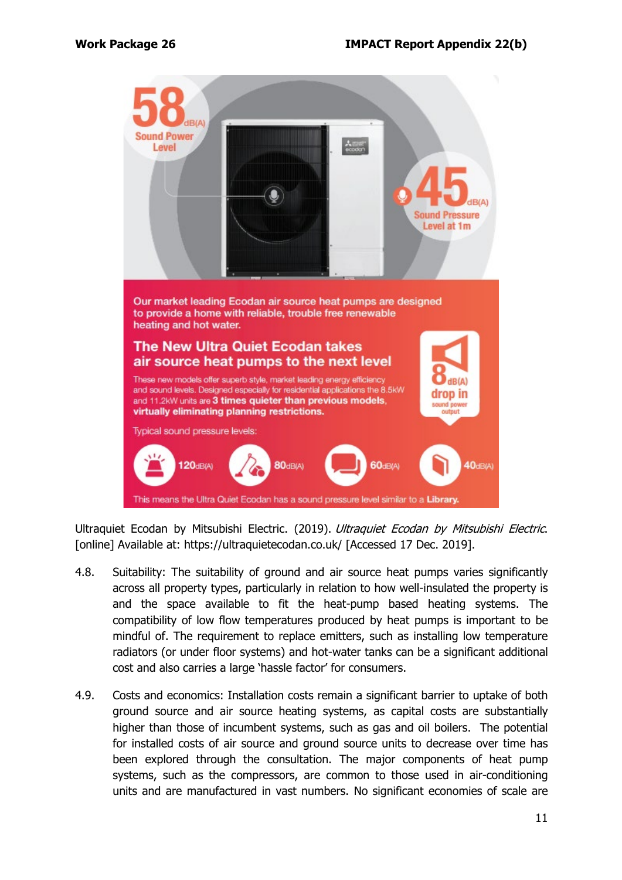58 dB(A) Sound Power Level

45 dB(A) Sound Pressure Level at 1m

Our market leading Ecodan air source heat pumps are designed to provide a home with reliable, trouble free renewable heating and hot water.

**The New Ultra Quiet Ecodan takes air source heat pumps to the next level**

These new models offer superb style, market leading energy efficiency and sound levels. Designed especially for residential applications the 8.5kW and 11.2kW units are **3 times quieter than previous models, virtually eliminating planning restrictions.**

8 dB(A) drop in sound power output

Typical sound pressure levels:

120dB(A) 80dB(A) 60dB(A) 40dB(A)

This means the Ultra Quiet Ecodan has a sound pressure level similar to a **Library.**

Ultraquiet Ecodan by Mitsubishi Electric. (2019). *Ultraquiet Ecodan by Mitsubishi Electric*. [online] Available at: https://ultraquietecodan.co.uk/ [Accessed 17 Dec. 2019].

4.8. Suitability: The suitability of ground and air source heat pumps varies significantly across all property types, particularly in relation to how well-insulated the property is and the space available to fit the heat-pump based heating systems. The compatibility of low flow temperatures produced by heat pumps is important to be mindful of. The requirement to replace emitters, such as installing low temperature radiators (or under floor systems) and hot-water tanks can be a significant additional cost and also carries a large 'hassle factor' for consumers.

4.9. Costs and economics: Installation costs remain a significant barrier to uptake of both ground source and air source heating systems, as capital costs are substantially higher than those of incumbent systems, such as gas and oil boilers. The potential for installed costs of air source and ground source units to decrease over time has been explored through the consultation. The major components of heat pump systems, such as the compressors, are common to those used in air-conditioning units and are manufactured in vast numbers. No significant economies of scale are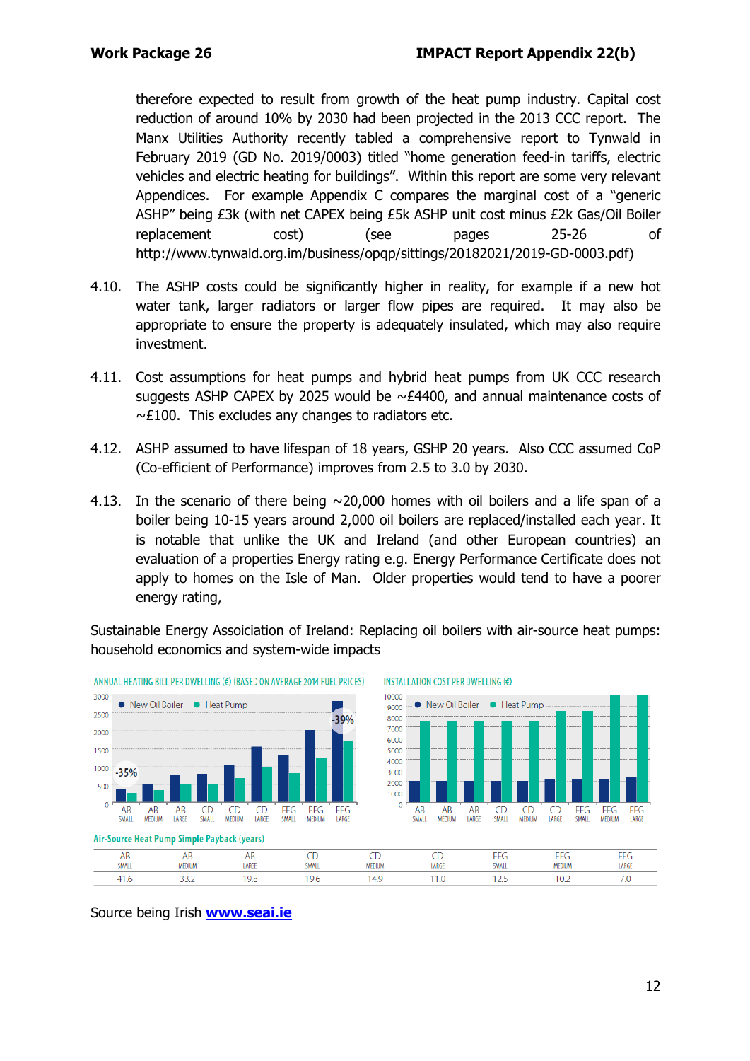therefore expected to result from growth of the heat pump industry. Capital cost reduction of around 10% by 2030 had been projected in the 2013 CCC report. The Manx Utilities Authority recently tabled a comprehensive report to Tynwald in February 2019 (GD No. 2019/0003) titled "home generation feed-in tariffs, electric vehicles and electric heating for buildings". Within this report are some very relevant Appendices. For example Appendix C compares the marginal cost of a "generic ASHP" being £3k (with net CAPEX being £5k ASHP unit cost minus £2k Gas/Oil Boiler replacement cost) (see pages 25-26 of http://www.tynwald.org.im/business/opqp/sittings/20182021/2019-GD-0003.pdf)

4.10. The ASHP costs could be significantly higher in reality, for example if a new hot water tank, larger radiators or larger flow pipes are required. It may also be appropriate to ensure the property is adequately insulated, which may also require investment.

4.11. Cost assumptions for heat pumps and hybrid heat pumps from UK CCC research suggests ASHP CAPEX by 2025 would be ~£4400, and annual maintenance costs of ~£100. This excludes any changes to radiators etc.

4.12. ASHP assumed to have lifespan of 18 years, GSHP 20 years. Also CCC assumed CoP (Co-efficient of Performance) improves from 2.5 to 3.0 by 2030.

4.13. In the scenario of there being ~20,000 homes with oil boilers and a life span of a boiler being 10-15 years around 2,000 oil boilers are replaced/installed each year. It is notable that unlike the UK and Ireland (and other European countries) an evaluation of a properties Energy rating e.g. Energy Performance Certificate does not apply to homes on the Isle of Man. Older properties would tend to have a poorer energy rating,

Sustainable Energy Assoiciation of Ireland: Replacing oil boilers with air-source heat pumps: household economics and system-wide impacts

ANNUAL HEATING BILL PER DWELLING (€) (BASED ON AVERAGE 2014 FUEL PRICES)

INSTALLATION COST PER DWELLING (€)

Air-Source Heat Pump Simple Payback (years)

| AB SMALL | AB MEDIUM | AB LARGE | CD SMALL | CD MEDIUM | CD LARGE | EFG SMALL | EFG MEDIUM | EFG LARGE |
|---|---|---|---|---|---|---|---|---|
| 41.6 | 33.2 | 19.8 | 19.6 | 14.9 | 11.0 | 12.5 | 10.2 | 7.0 |

Source being Irish **www.seai.ie**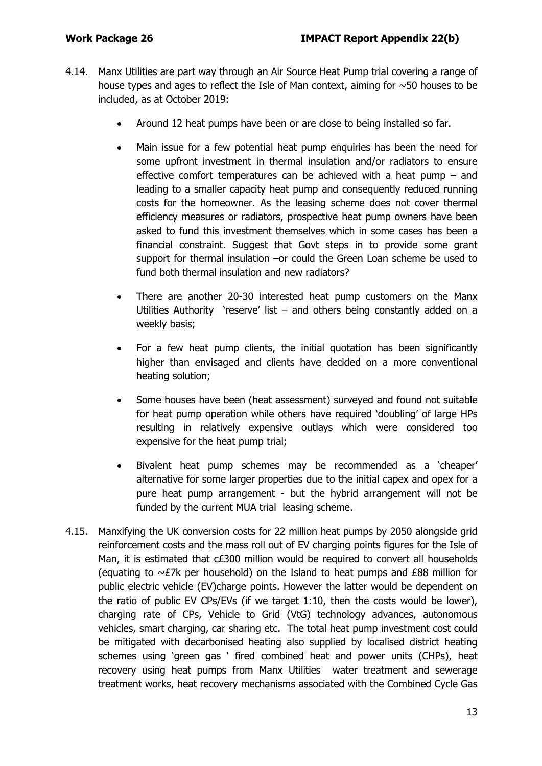4.14. Manx Utilities are part way through an Air Source Heat Pump trial covering a range of house types and ages to reflect the Isle of Man context, aiming for ~50 houses to be included, as at October 2019:

- Around 12 heat pumps have been or are close to being installed so far.
- Main issue for a few potential heat pump enquiries has been the need for some upfront investment in thermal insulation and/or radiators to ensure effective comfort temperatures can be achieved with a heat pump – and leading to a smaller capacity heat pump and consequently reduced running costs for the homeowner. As the leasing scheme does not cover thermal efficiency measures or radiators, prospective heat pump owners have been asked to fund this investment themselves which in some cases has been a financial constraint. Suggest that Govt steps in to provide some grant support for thermal insulation –or could the Green Loan scheme be used to fund both thermal insulation and new radiators?
- There are another 20-30 interested heat pump customers on the Manx Utilities Authority 'reserve' list – and others being constantly added on a weekly basis;
- For a few heat pump clients, the initial quotation has been significantly higher than envisaged and clients have decided on a more conventional heating solution;
- Some houses have been (heat assessment) surveyed and found not suitable for heat pump operation while others have required 'doubling' of large HPs resulting in relatively expensive outlays which were considered too expensive for the heat pump trial;
- Bivalent heat pump schemes may be recommended as a 'cheaper' alternative for some larger properties due to the initial capex and opex for a pure heat pump arrangement - but the hybrid arrangement will not be funded by the current MUA trial leasing scheme.

4.15. Manxifying the UK conversion costs for 22 million heat pumps by 2050 alongside grid reinforcement costs and the mass roll out of EV charging points figures for the Isle of Man, it is estimated that c£300 million would be required to convert all households (equating to ~£7k per household) on the Island to heat pumps and £88 million for public electric vehicle (EV)charge points. However the latter would be dependent on the ratio of public EV CPs/EVs (if we target 1:10, then the costs would be lower), charging rate of CPs, Vehicle to Grid (VtG) technology advances, autonomous vehicles, smart charging, car sharing etc. The total heat pump investment cost could be mitigated with decarbonised heating also supplied by localised district heating schemes using 'green gas ' fired combined heat and power units (CHPs), heat recovery using heat pumps from Manx Utilities water treatment and sewerage treatment works, heat recovery mechanisms associated with the Combined Cycle Gas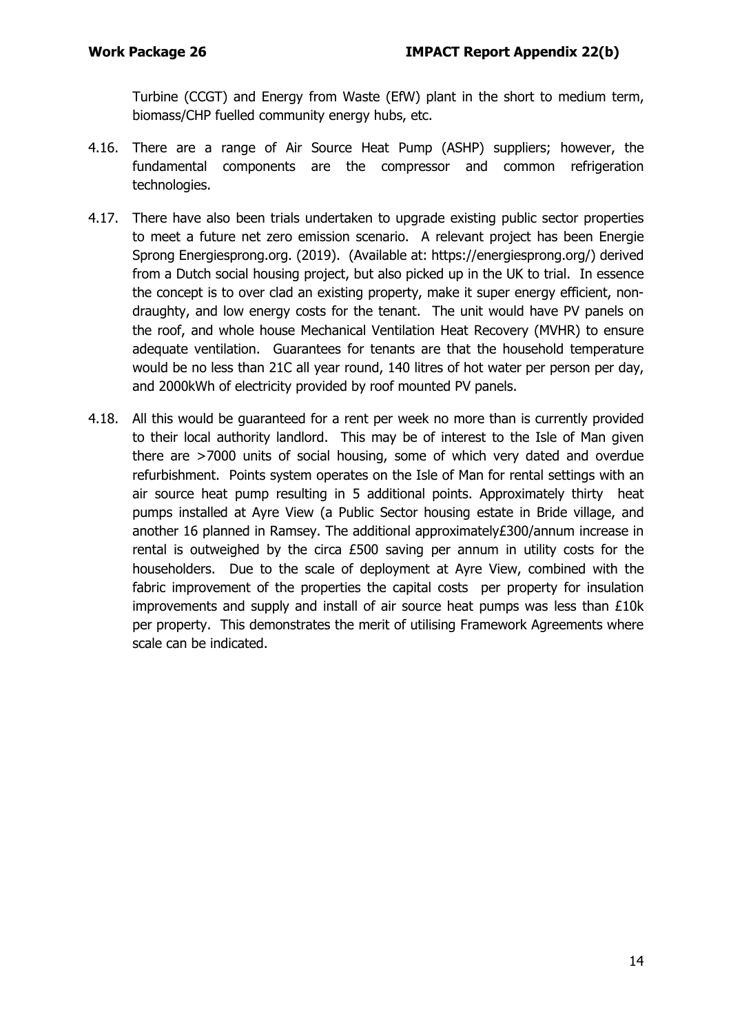Turbine (CCGT) and Energy from Waste (EfW) plant in the short to medium term, biomass/CHP fuelled community energy hubs, etc.

4.16. There are a range of Air Source Heat Pump (ASHP) suppliers; however, the fundamental components are the compressor and common refrigeration technologies.

4.17. There have also been trials undertaken to upgrade existing public sector properties to meet a future net zero emission scenario. A relevant project has been Energie Sprong Energiesprong.org. (2019). (Available at: https://energiesprong.org/) derived from a Dutch social housing project, but also picked up in the UK to trial. In essence the concept is to over clad an existing property, make it super energy efficient, non-draughty, and low energy costs for the tenant. The unit would have PV panels on the roof, and whole house Mechanical Ventilation Heat Recovery (MVHR) to ensure adequate ventilation. Guarantees for tenants are that the household temperature would be no less than 21C all year round, 140 litres of hot water per person per day, and 2000kWh of electricity provided by roof mounted PV panels.

4.18. All this would be guaranteed for a rent per week no more than is currently provided to their local authority landlord. This may be of interest to the Isle of Man given there are >7000 units of social housing, some of which very dated and overdue refurbishment. Points system operates on the Isle of Man for rental settings with an air source heat pump resulting in 5 additional points. Approximately thirty heat pumps installed at Ayre View (a Public Sector housing estate in Bride village, and another 16 planned in Ramsey. The additional approximately£300/annum increase in rental is outweighed by the circa £500 saving per annum in utility costs for the householders. Due to the scale of deployment at Ayre View, combined with the fabric improvement of the properties the capital costs per property for insulation improvements and supply and install of air source heat pumps was less than £10k per property. This demonstrates the merit of utilising Framework Agreements where scale can be indicated.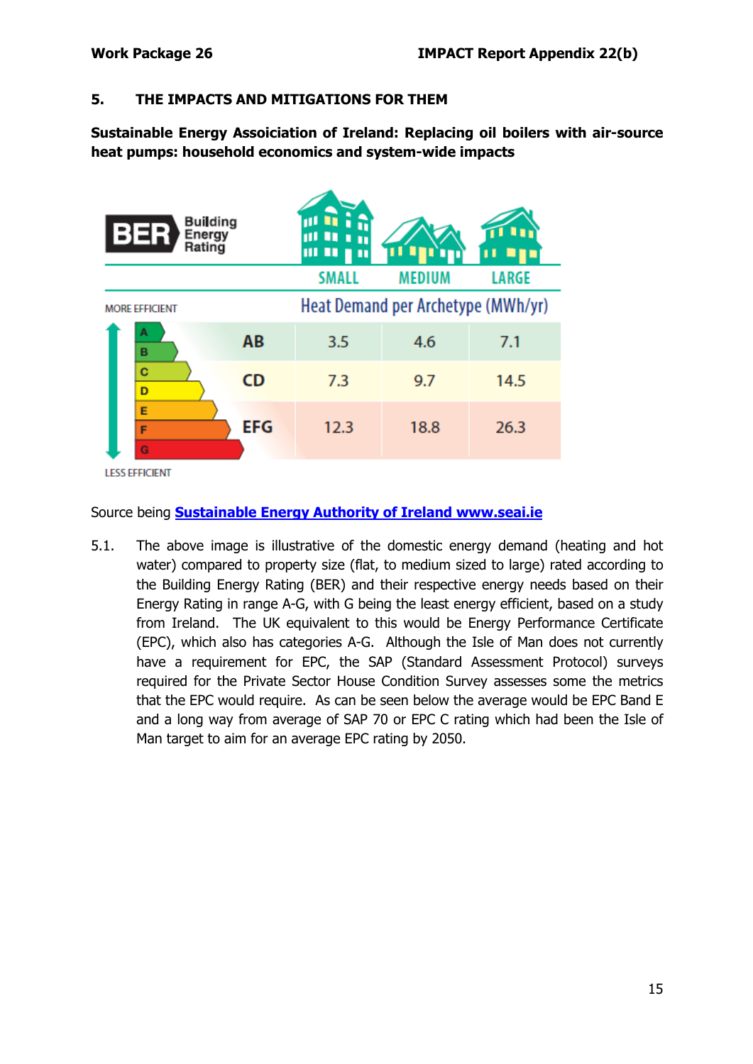## 5. THE IMPACTS AND MITIGATIONS FOR THEM

**Sustainable Energy Assoiciation of Ireland: Replacing oil boilers with air-source heat pumps: household economics and system-wide impacts**

| BER Building Energy Rating | SMALL | MEDIUM | LARGE |
|---|---|---|---|
| | Heat Demand per Archetype (MWh/yr) | | |
| AB | 3.5 | 4.6 | 7.1 |
| CD | 7.3 | 9.7 | 14.5 |
| EFG | 12.3 | 18.8 | 26.3 |

MORE EFFICIENT (A) → LESS EFFICIENT (G)

Source being **[Sustainable Energy Authority of Ireland www.seai.ie](http://www.seai.ie)**

5.1. The above image is illustrative of the domestic energy demand (heating and hot water) compared to property size (flat, to medium sized to large) rated according to the Building Energy Rating (BER) and their respective energy needs based on their Energy Rating in range A-G, with G being the least energy efficient, based on a study from Ireland. The UK equivalent to this would be Energy Performance Certificate (EPC), which also has categories A-G. Although the Isle of Man does not currently have a requirement for EPC, the SAP (Standard Assessment Protocol) surveys required for the Private Sector House Condition Survey assesses some the metrics that the EPC would require. As can be seen below the average would be EPC Band E and a long way from average of SAP 70 or EPC C rating which had been the Isle of Man target to aim for an average EPC rating by 2050.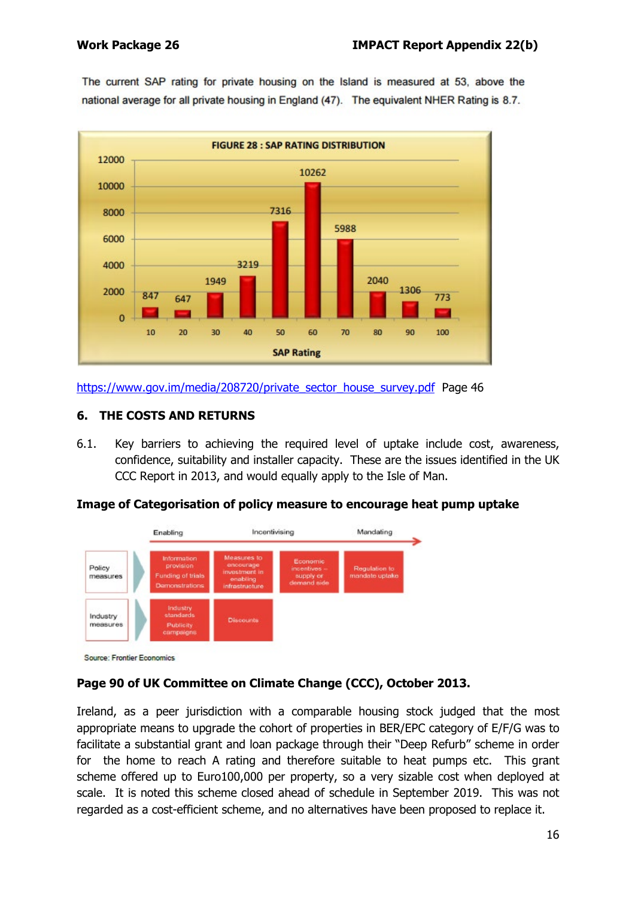The current SAP rating for private housing on the Island is measured at 53, above the national average for all private housing in England (47). The equivalent NHER Rating is 8.7.

FIGURE 28 : SAP RATING DISTRIBUTION

| SAP Rating | 10 | 20 | 30 | 40 | 50 | 60 | 70 | 80 | 90 | 100 |
|---|---|---|---|---|---|---|---|---|---|---|
| Count | 847 | 647 | 1949 | 3219 | 7316 | 10262 | 5988 | 2040 | 1306 | 773 |

https://www.gov.im/media/208720/private_sector_house_survey.pdf Page 46

## 6. THE COSTS AND RETURNS

6.1. Key barriers to achieving the required level of uptake include cost, awareness, confidence, suitability and installer capacity. These are the issues identified in the UK CCC Report in 2013, and would equally apply to the Isle of Man.

**Image of Categorisation of policy measure to encourage heat pump uptake**

| | Enabling | Incentivising | | Mandating |
|---|---|---|---|---|
| Policy measures | Information provision; Funding of trials; Demonstrations | Measures to encourage investment in enabling infrastructure | Economic incentives – supply or demand side | Regulation to mandate uptake |
| Industry measures | Industry standards; Publicity campaigns | Discounts | | |

Source: Frontier Economics

**Page 90 of UK Committee on Climate Change (CCC), October 2013.**

Ireland, as a peer jurisdiction with a comparable housing stock judged that the most appropriate means to upgrade the cohort of properties in BER/EPC category of E/F/G was to facilitate a substantial grant and loan package through their "Deep Refurb" scheme in order for the home to reach A rating and therefore suitable to heat pumps etc. This grant scheme offered up to Euro100,000 per property, so a very sizable cost when deployed at scale. It is noted this scheme closed ahead of schedule in September 2019. This was not regarded as a cost-efficient scheme, and no alternatives have been proposed to replace it.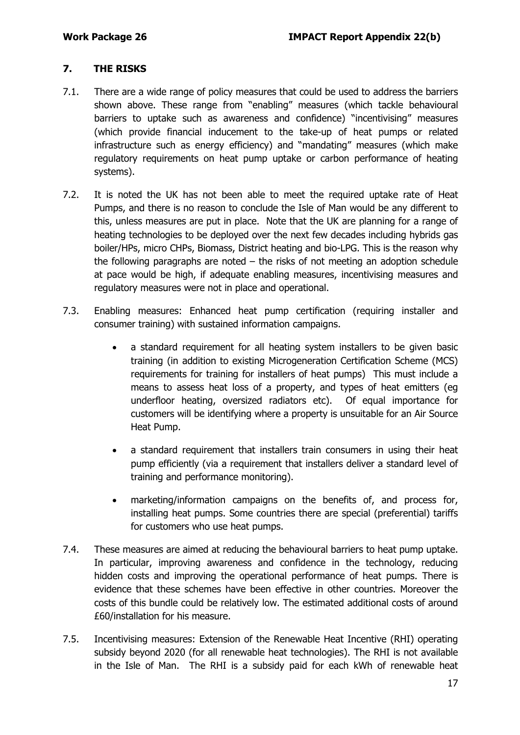## 7. THE RISKS

7.1. There are a wide range of policy measures that could be used to address the barriers shown above. These range from "enabling" measures (which tackle behavioural barriers to uptake such as awareness and confidence) "incentivising" measures (which provide financial inducement to the take-up of heat pumps or related infrastructure such as energy efficiency) and "mandating" measures (which make regulatory requirements on heat pump uptake or carbon performance of heating systems).

7.2. It is noted the UK has not been able to meet the required uptake rate of Heat Pumps, and there is no reason to conclude the Isle of Man would be any different to this, unless measures are put in place. Note that the UK are planning for a range of heating technologies to be deployed over the next few decades including hybrids gas boiler/HPs, micro CHPs, Biomass, District heating and bio-LPG. This is the reason why the following paragraphs are noted – the risks of not meeting an adoption schedule at pace would be high, if adequate enabling measures, incentivising measures and regulatory measures were not in place and operational.

7.3. Enabling measures: Enhanced heat pump certification (requiring installer and consumer training) with sustained information campaigns.

- a standard requirement for all heating system installers to be given basic training (in addition to existing Microgeneration Certification Scheme (MCS) requirements for training for installers of heat pumps) This must include a means to assess heat loss of a property, and types of heat emitters (eg underfloor heating, oversized radiators etc). Of equal importance for customers will be identifying where a property is unsuitable for an Air Source Heat Pump.
- a standard requirement that installers train consumers in using their heat pump efficiently (via a requirement that installers deliver a standard level of training and performance monitoring).
- marketing/information campaigns on the benefits of, and process for, installing heat pumps. Some countries there are special (preferential) tariffs for customers who use heat pumps.

7.4. These measures are aimed at reducing the behavioural barriers to heat pump uptake. In particular, improving awareness and confidence in the technology, reducing hidden costs and improving the operational performance of heat pumps. There is evidence that these schemes have been effective in other countries. Moreover the costs of this bundle could be relatively low. The estimated additional costs of around £60/installation for his measure.

7.5. Incentivising measures: Extension of the Renewable Heat Incentive (RHI) operating subsidy beyond 2020 (for all renewable heat technologies). The RHI is not available in the Isle of Man. The RHI is a subsidy paid for each kWh of renewable heat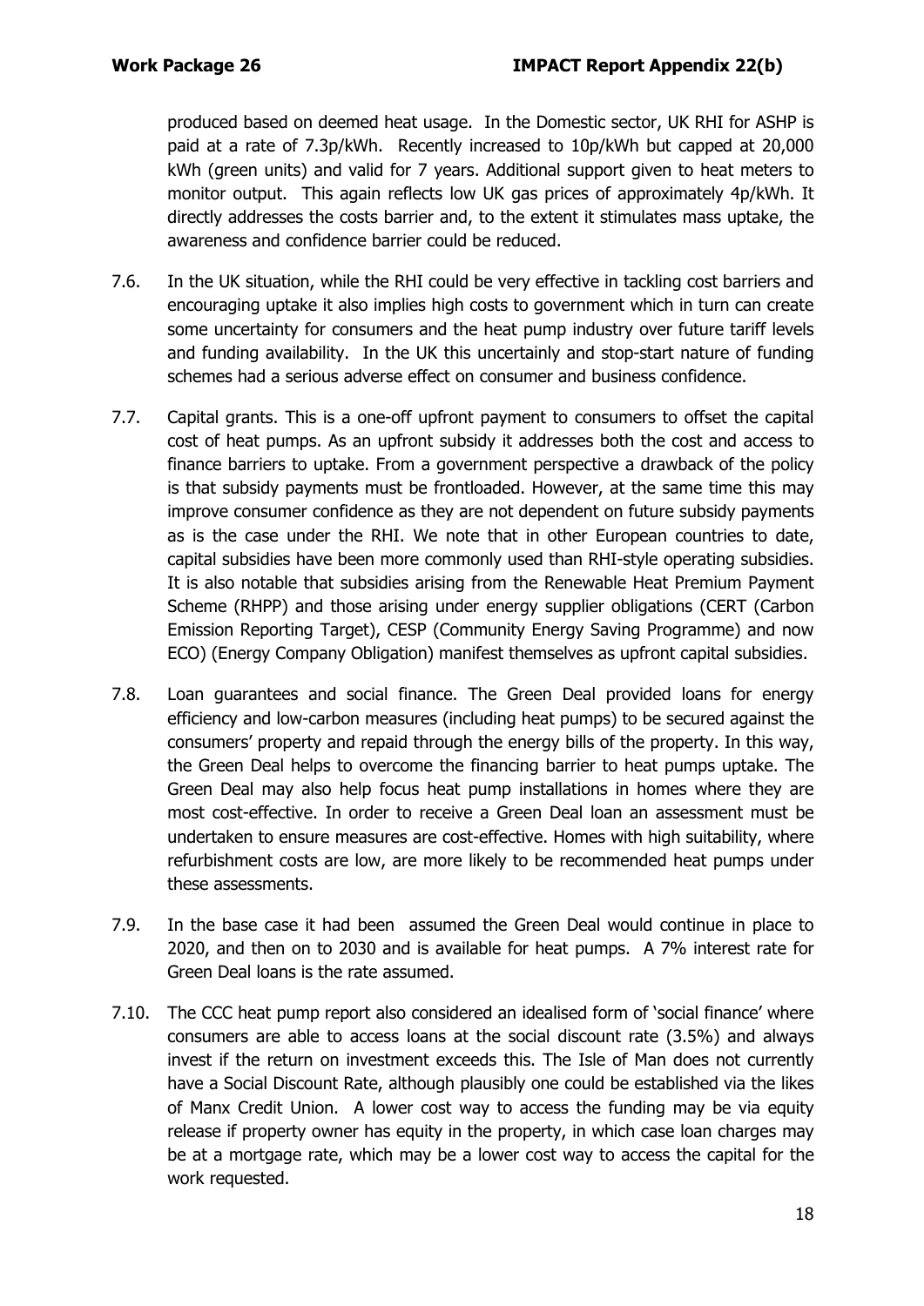produced based on deemed heat usage. In the Domestic sector, UK RHI for ASHP is paid at a rate of 7.3p/kWh. Recently increased to 10p/kWh but capped at 20,000 kWh (green units) and valid for 7 years. Additional support given to heat meters to monitor output. This again reflects low UK gas prices of approximately 4p/kWh. It directly addresses the costs barrier and, to the extent it stimulates mass uptake, the awareness and confidence barrier could be reduced.

7.6. In the UK situation, while the RHI could be very effective in tackling cost barriers and encouraging uptake it also implies high costs to government which in turn can create some uncertainty for consumers and the heat pump industry over future tariff levels and funding availability. In the UK this uncertainly and stop-start nature of funding schemes had a serious adverse effect on consumer and business confidence.

7.7. Capital grants. This is a one-off upfront payment to consumers to offset the capital cost of heat pumps. As an upfront subsidy it addresses both the cost and access to finance barriers to uptake. From a government perspective a drawback of the policy is that subsidy payments must be frontloaded. However, at the same time this may improve consumer confidence as they are not dependent on future subsidy payments as is the case under the RHI. We note that in other European countries to date, capital subsidies have been more commonly used than RHI-style operating subsidies. It is also notable that subsidies arising from the Renewable Heat Premium Payment Scheme (RHPP) and those arising under energy supplier obligations (CERT (Carbon Emission Reporting Target), CESP (Community Energy Saving Programme) and now ECO) (Energy Company Obligation) manifest themselves as upfront capital subsidies.

7.8. Loan guarantees and social finance. The Green Deal provided loans for energy efficiency and low-carbon measures (including heat pumps) to be secured against the consumers' property and repaid through the energy bills of the property. In this way, the Green Deal helps to overcome the financing barrier to heat pumps uptake. The Green Deal may also help focus heat pump installations in homes where they are most cost-effective. In order to receive a Green Deal loan an assessment must be undertaken to ensure measures are cost-effective. Homes with high suitability, where refurbishment costs are low, are more likely to be recommended heat pumps under these assessments.

7.9. In the base case it had been assumed the Green Deal would continue in place to 2020, and then on to 2030 and is available for heat pumps. A 7% interest rate for Green Deal loans is the rate assumed.

7.10. The CCC heat pump report also considered an idealised form of 'social finance' where consumers are able to access loans at the social discount rate (3.5%) and always invest if the return on investment exceeds this. The Isle of Man does not currently have a Social Discount Rate, although plausibly one could be established via the likes of Manx Credit Union. A lower cost way to access the funding may be via equity release if property owner has equity in the property, in which case loan charges may be at a mortgage rate, which may be a lower cost way to access the capital for the work requested.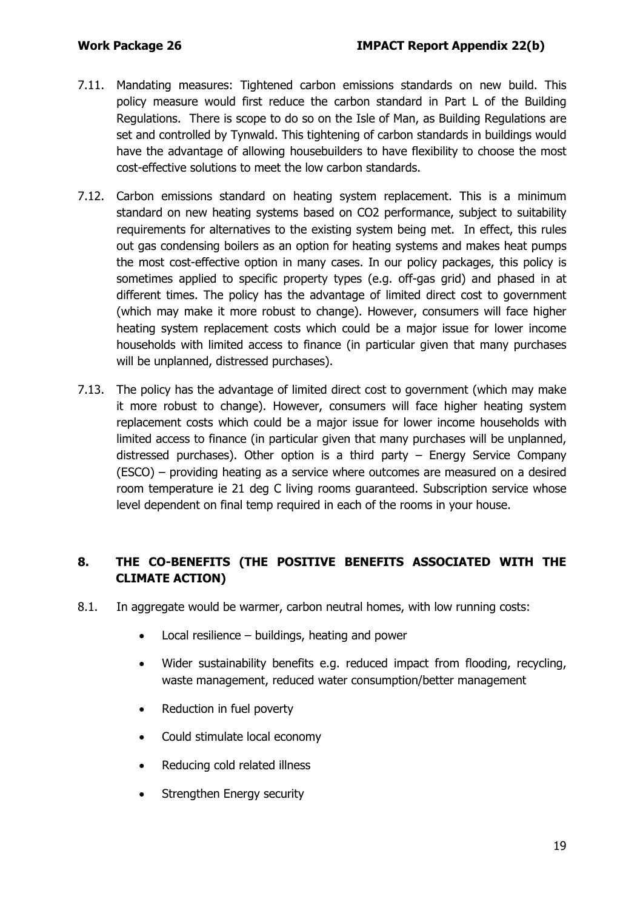7.11. Mandating measures: Tightened carbon emissions standards on new build. This policy measure would first reduce the carbon standard in Part L of the Building Regulations. There is scope to do so on the Isle of Man, as Building Regulations are set and controlled by Tynwald. This tightening of carbon standards in buildings would have the advantage of allowing housebuilders to have flexibility to choose the most cost-effective solutions to meet the low carbon standards.

7.12. Carbon emissions standard on heating system replacement. This is a minimum standard on new heating systems based on $CO_2$ performance, subject to suitability requirements for alternatives to the existing system being met. In effect, this rules out gas condensing boilers as an option for heating systems and makes heat pumps the most cost-effective option in many cases. In our policy packages, this policy is sometimes applied to specific property types (e.g. off-gas grid) and phased in at different times. The policy has the advantage of limited direct cost to government (which may make it more robust to change). However, consumers will face higher heating system replacement costs which could be a major issue for lower income households with limited access to finance (in particular given that many purchases will be unplanned, distressed purchases).

7.13. The policy has the advantage of limited direct cost to government (which may make it more robust to change). However, consumers will face higher heating system replacement costs which could be a major issue for lower income households with limited access to finance (in particular given that many purchases will be unplanned, distressed purchases). Other option is a third party – Energy Service Company (ESCO) – providing heating as a service where outcomes are measured on a desired room temperature ie 21 deg C living rooms guaranteed. Subscription service whose level dependent on final temp required in each of the rooms in your house.

## 8. THE CO-BENEFITS (THE POSITIVE BENEFITS ASSOCIATED WITH THE CLIMATE ACTION)

8.1. In aggregate would be warmer, carbon neutral homes, with low running costs:

- Local resilience – buildings, heating and power
- Wider sustainability benefits e.g. reduced impact from flooding, recycling, waste management, reduced water consumption/better management
- Reduction in fuel poverty
- Could stimulate local economy
- Reducing cold related illness
- Strengthen Energy security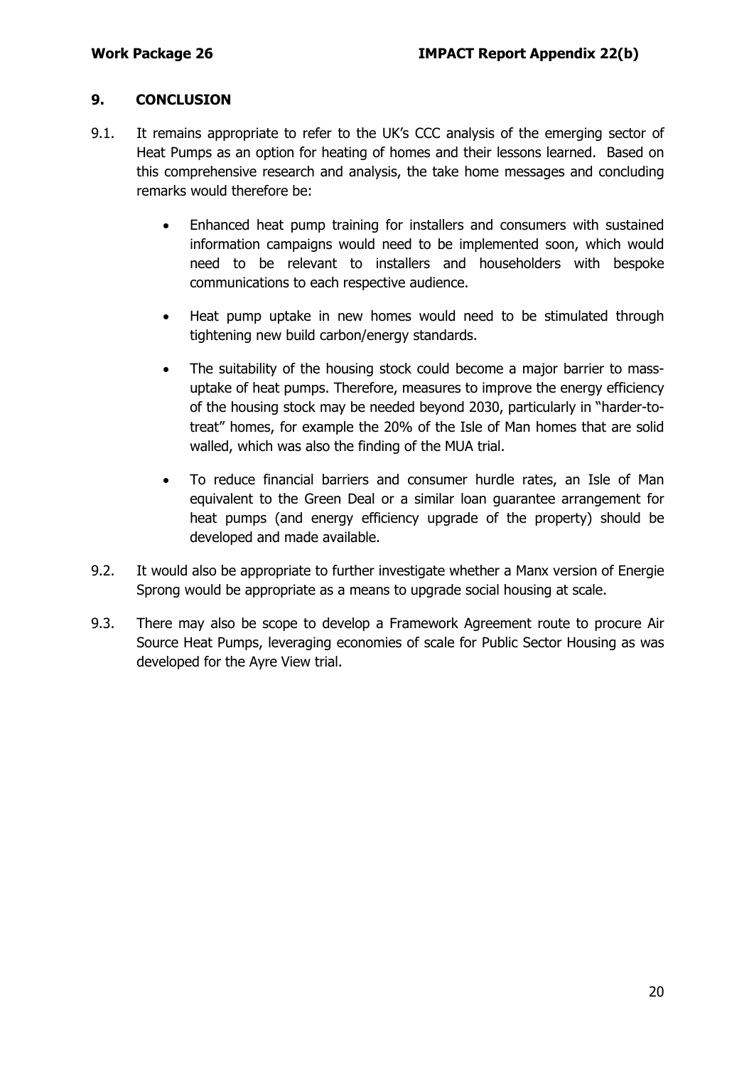## 9. CONCLUSION

9.1. It remains appropriate to refer to the UK's CCC analysis of the emerging sector of Heat Pumps as an option for heating of homes and their lessons learned. Based on this comprehensive research and analysis, the take home messages and concluding remarks would therefore be:

- Enhanced heat pump training for installers and consumers with sustained information campaigns would need to be implemented soon, which would need to be relevant to installers and householders with bespoke communications to each respective audience.
- Heat pump uptake in new homes would need to be stimulated through tightening new build carbon/energy standards.
- The suitability of the housing stock could become a major barrier to mass-uptake of heat pumps. Therefore, measures to improve the energy efficiency of the housing stock may be needed beyond 2030, particularly in "harder-to-treat" homes, for example the 20% of the Isle of Man homes that are solid walled, which was also the finding of the MUA trial.
- To reduce financial barriers and consumer hurdle rates, an Isle of Man equivalent to the Green Deal or a similar loan guarantee arrangement for heat pumps (and energy efficiency upgrade of the property) should be developed and made available.

9.2. It would also be appropriate to further investigate whether a Manx version of Energie Sprong would be appropriate as a means to upgrade social housing at scale.

9.3. There may also be scope to develop a Framework Agreement route to procure Air Source Heat Pumps, leveraging economies of scale for Public Sector Housing as was developed for the Ayre View trial.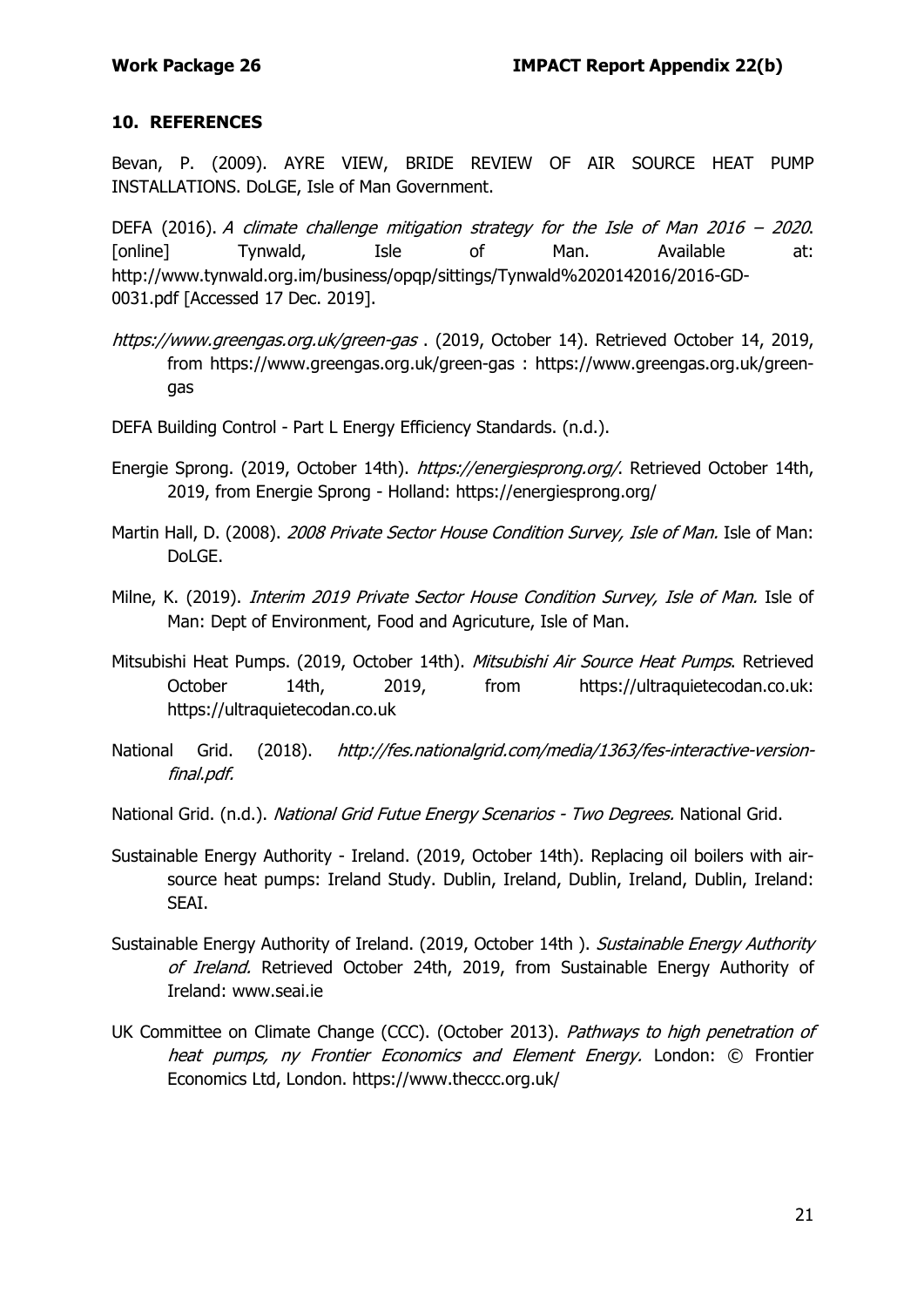## 10. REFERENCES

Bevan, P. (2009). AYRE VIEW, BRIDE REVIEW OF AIR SOURCE HEAT PUMP INSTALLATIONS. DoLGE, Isle of Man Government.

DEFA (2016). *A climate challenge mitigation strategy for the Isle of Man 2016 – 2020*. [online] Tynwald, Isle of Man. Available at: http://www.tynwald.org.im/business/opqp/sittings/Tynwald%2020142016/2016-GD-0031.pdf [Accessed 17 Dec. 2019].

*https://www.greengas.org.uk/green-gas* . (2019, October 14). Retrieved October 14, 2019, from https://www.greengas.org.uk/green-gas : https://www.greengas.org.uk/green-gas

DEFA Building Control - Part L Energy Efficiency Standards. (n.d.).

Energie Sprong. (2019, October 14th). *https://energiesprong.org/*. Retrieved October 14th, 2019, from Energie Sprong - Holland: https://energiesprong.org/

Martin Hall, D. (2008). *2008 Private Sector House Condition Survey, Isle of Man.* Isle of Man: DoLGE.

Milne, K. (2019). *Interim 2019 Private Sector House Condition Survey, Isle of Man.* Isle of Man: Dept of Environment, Food and Agricuture, Isle of Man.

Mitsubishi Heat Pumps. (2019, October 14th). *Mitsubishi Air Source Heat Pumps*. Retrieved October 14th, 2019, from https://ultraquietecodan.co.uk: https://ultraquietecodan.co.uk

National Grid. (2018). *http://fes.nationalgrid.com/media/1363/fes-interactive-version-final.pdf.*

National Grid. (n.d.). *National Grid Futue Energy Scenarios - Two Degrees.* National Grid.

Sustainable Energy Authority - Ireland. (2019, October 14th). Replacing oil boilers with air-source heat pumps: Ireland Study. Dublin, Ireland, Dublin, Ireland, Dublin, Ireland: SEAI.

Sustainable Energy Authority of Ireland. (2019, October 14th ). *Sustainable Energy Authority of Ireland.* Retrieved October 24th, 2019, from Sustainable Energy Authority of Ireland: www.seai.ie

UK Committee on Climate Change (CCC). (October 2013). *Pathways to high penetration of heat pumps, ny Frontier Economics and Element Energy.* London: © Frontier Economics Ltd, London. https://www.theccc.org.uk/